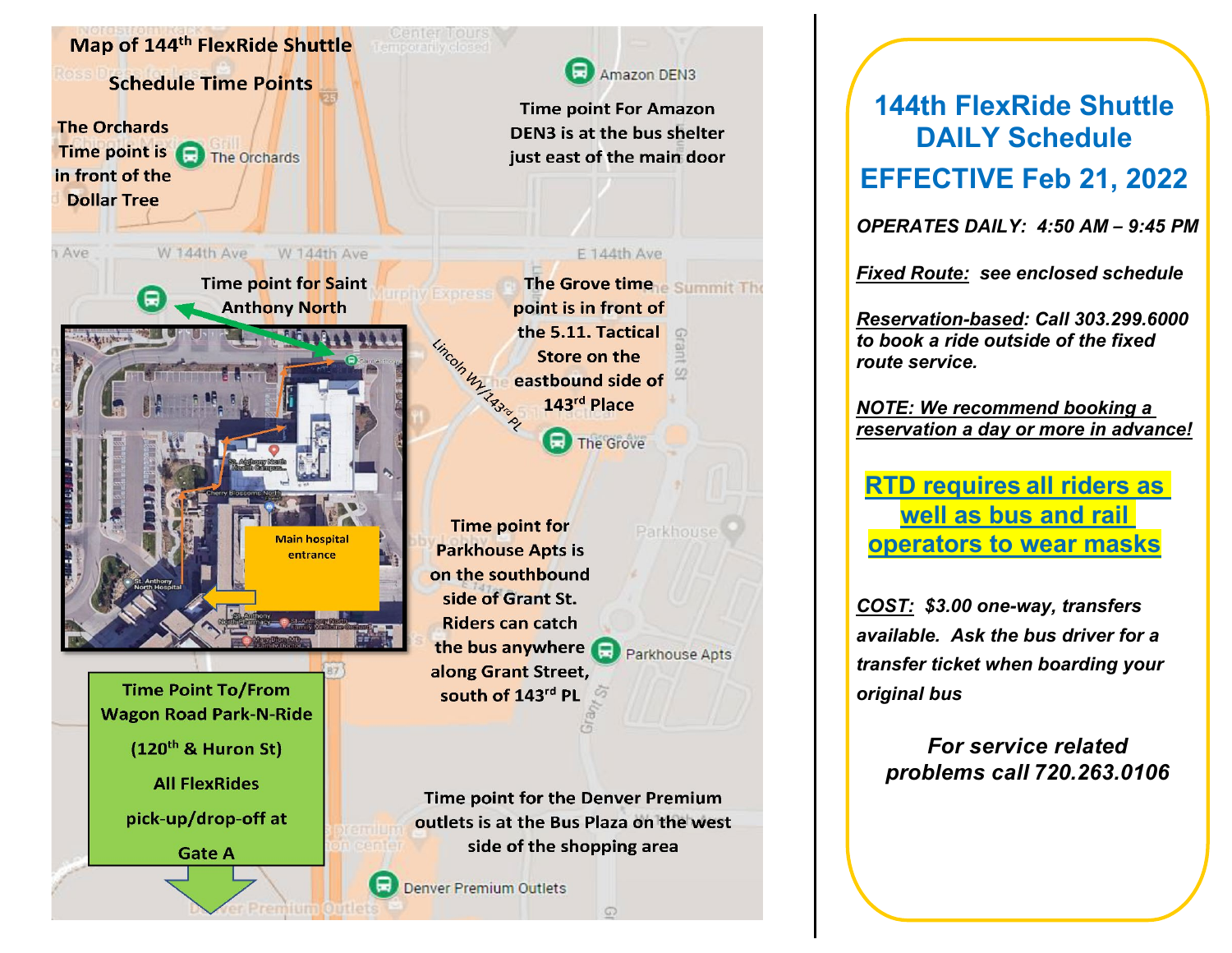# Map of 144th FlexRide Shuttle

## Schedule Time Points

**The Orchards** Time point is in front of the Dollar Tree

Time point For Amazon DEN3 is at the bus shelter just east of the main door

Time point for Saint Anthony North

Main hospital entrance

The Grove time point is in front of the 5.11. Tactical Store on the eastbound side of 143rd Place

Time point for Parkhouse Apts is on the southbound side of Grant St. Riders can catch the bus anywhere along Grant Street, south of 143rd PL

**Time Point To/From Wagon Road Park-N-Ride**

**(120th & Huron St)**

**All FlexRides pick-up/drop-off at Gate A**

Time point for the Denver Premium outlets is at the Bus Plaza on the west side of the shopping area

# 144th FlexRide Shuttle DAILY Schedule

# EFFECTIVE Feb 21, 2022

***OPERATES DAILY: 4:50 AM – 9:45 PM***

***Fixed Route:*** *see enclosed schedule*

***Reservation-based:*** *Call 303.299.6000 to book a ride outside of the fixed route service.*

***NOTE: We recommend booking a reservation a day or more in advance!***

**RTD requires all riders as well as bus and rail operators to wear masks**

***COST:*** *$3.00 one-way, transfers available. Ask the bus driver for a transfer ticket when boarding your original bus*

***For service related problems call 720.263.0106***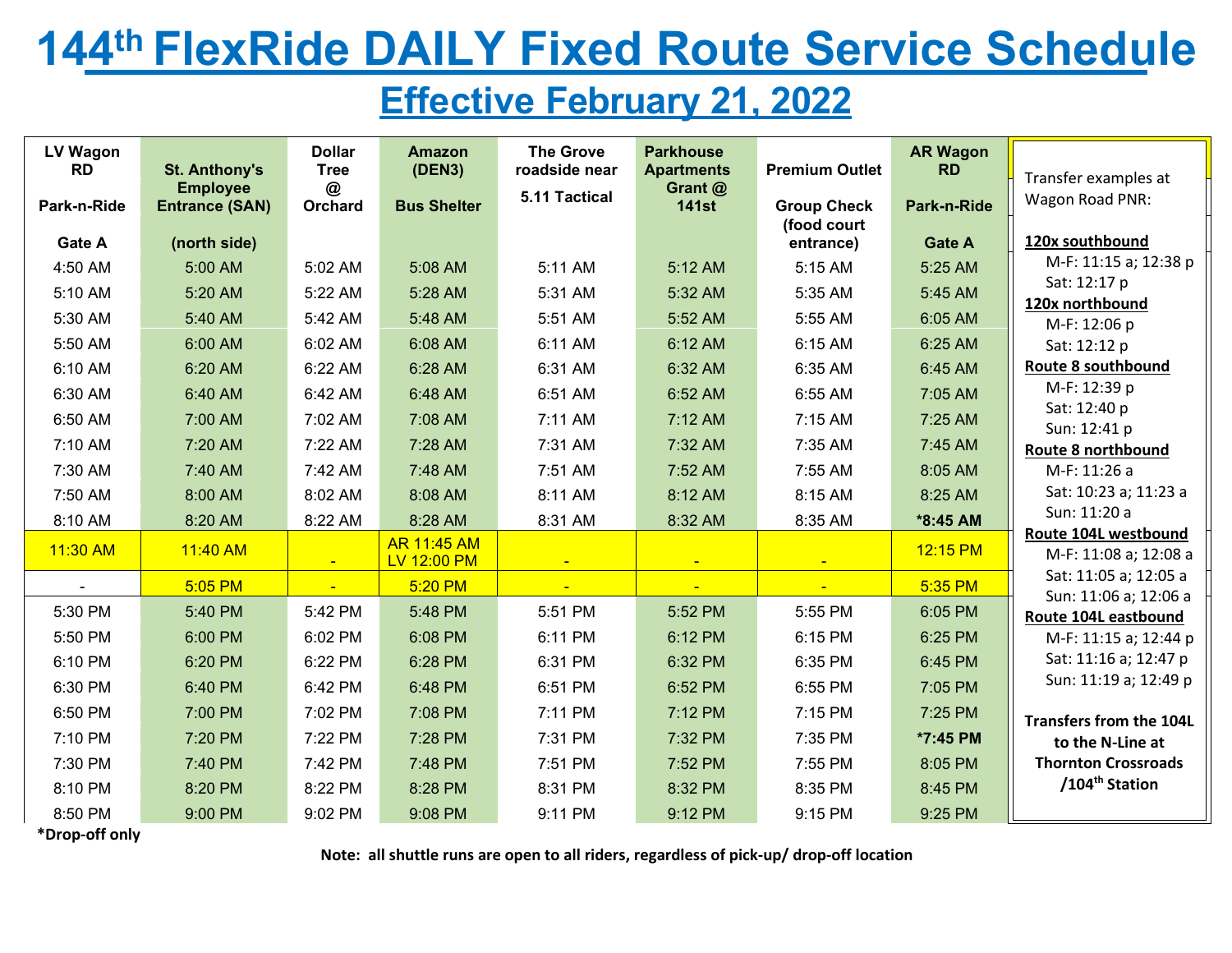# 144th FlexRide DAILY Fixed Route Service Schedule

## Effective February 21, 2022

| LV Wagon RD Park-n-Ride Gate A | St. Anthony's Employee Entrance (SAN) (north side) | Dollar Tree @ Orchard | Amazon (DEN3) Bus Shelter | The Grove roadside near 5.11 Tactical | Parkhouse Apartments Grant @ 141st | Premium Outlet Group Check (food court entrance) | AR Wagon RD Park-n-Ride Gate A |
|---|---|---|---|---|---|---|---|
| 4:50 AM | 5:00 AM | 5:02 AM | 5:08 AM | 5:11 AM | 5:12 AM | 5:15 AM | 5:25 AM |
| 5:10 AM | 5:20 AM | 5:22 AM | 5:28 AM | 5:31 AM | 5:32 AM | 5:35 AM | 5:45 AM |
| 5:30 AM | 5:40 AM | 5:42 AM | 5:48 AM | 5:51 AM | 5:52 AM | 5:55 AM | 6:05 AM |
| 5:50 AM | 6:00 AM | 6:02 AM | 6:08 AM | 6:11 AM | 6:12 AM | 6:15 AM | 6:25 AM |
| 6:10 AM | 6:20 AM | 6:22 AM | 6:28 AM | 6:31 AM | 6:32 AM | 6:35 AM | 6:45 AM |
| 6:30 AM | 6:40 AM | 6:42 AM | 6:48 AM | 6:51 AM | 6:52 AM | 6:55 AM | 7:05 AM |
| 6:50 AM | 7:00 AM | 7:02 AM | 7:08 AM | 7:11 AM | 7:12 AM | 7:15 AM | 7:25 AM |
| 7:10 AM | 7:20 AM | 7:22 AM | 7:28 AM | 7:31 AM | 7:32 AM | 7:35 AM | 7:45 AM |
| 7:30 AM | 7:40 AM | 7:42 AM | 7:48 AM | 7:51 AM | 7:52 AM | 7:55 AM | 8:05 AM |
| 7:50 AM | 8:00 AM | 8:02 AM | 8:08 AM | 8:11 AM | 8:12 AM | 8:15 AM | 8:25 AM |
| 8:10 AM | 8:20 AM | 8:22 AM | 8:28 AM | 8:31 AM | 8:32 AM | 8:35 AM | *8:45 AM |
| 11:30 AM | 11:40 AM | - | AR 11:45 AM LV 12:00 PM | - | - | - | 12:15 PM |
| - | 5:05 PM | - | 5:20 PM | - | - | - | 5:35 PM |
| 5:30 PM | 5:40 PM | 5:42 PM | 5:48 PM | 5:51 PM | 5:52 PM | 5:55 PM | 6:05 PM |
| 5:50 PM | 6:00 PM | 6:02 PM | 6:08 PM | 6:11 PM | 6:12 PM | 6:15 PM | 6:25 PM |
| 6:10 PM | 6:20 PM | 6:22 PM | 6:28 PM | 6:31 PM | 6:32 PM | 6:35 PM | 6:45 PM |
| 6:30 PM | 6:40 PM | 6:42 PM | 6:48 PM | 6:51 PM | 6:52 PM | 6:55 PM | 7:05 PM |
| 6:50 PM | 7:00 PM | 7:02 PM | 7:08 PM | 7:11 PM | 7:12 PM | 7:15 PM | 7:25 PM |
| 7:10 PM | 7:20 PM | 7:22 PM | 7:28 PM | 7:31 PM | 7:32 PM | 7:35 PM | *7:45 PM |
| 7:30 PM | 7:40 PM | 7:42 PM | 7:48 PM | 7:51 PM | 7:52 PM | 7:55 PM | 8:05 PM |
| 8:10 PM | 8:20 PM | 8:22 PM | 8:28 PM | 8:31 PM | 8:32 PM | 8:35 PM | 8:45 PM |
| 8:50 PM | 9:00 PM | 9:02 PM | 9:08 PM | 9:11 PM | 9:12 PM | 9:15 PM | 9:25 PM |

**\*Drop-off only**

Transfer examples at Wagon Road PNR:

**120x southbound**
- M-F: 11:15 a; 12:38 p
- Sat: 12:17 p

**120x northbound**
- M-F: 12:06 p
- Sat: 12:12 p

**Route 8 southbound**
- M-F: 12:39 p
- Sat: 12:40 p
- Sun: 12:41 p

**Route 8 northbound**
- M-F: 11:26 a
- Sat: 10:23 a; 11:23 a
- Sun: 11:20 a

**Route 104L westbound**
- M-F: 11:08 a; 12:08 a
- Sat: 11:05 a; 12:05 a
- Sun: 11:06 a; 12:06 a

**Route 104L eastbound**
- M-F: 11:15 a; 12:44 p
- Sat: 11:16 a; 12:47 p
- Sun: 11:19 a; 12:49 p

**Transfers from the 104L to the N-Line at Thornton Crossroads /104th Station**

**Note: all shuttle runs are open to all riders, regardless of pick-up/ drop-off location**